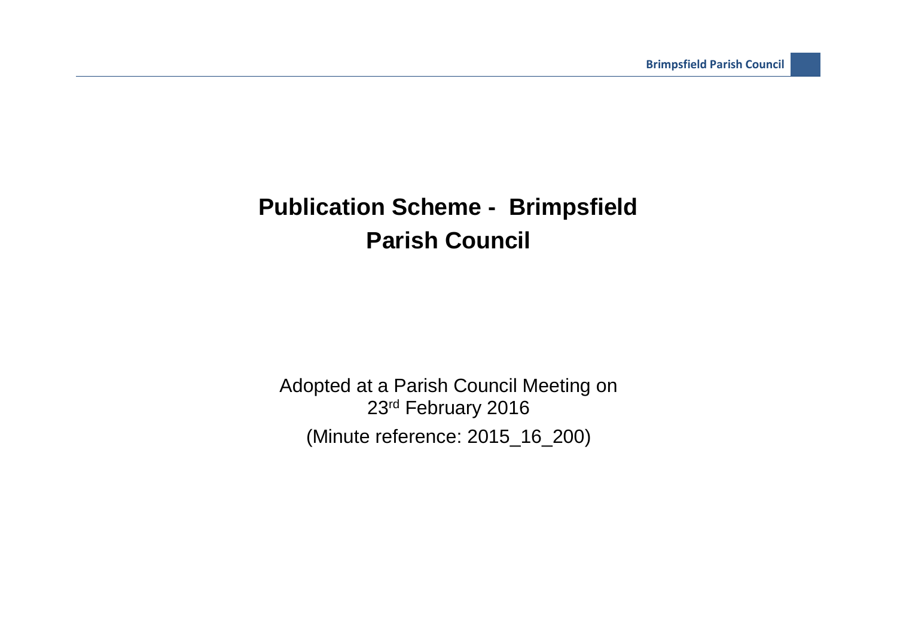# Publication Scheme - Brimpsfield Parish Council

Adopted at a Parish Council Meeting on 23rd February 2016

(Minute reference: 2015_16_200)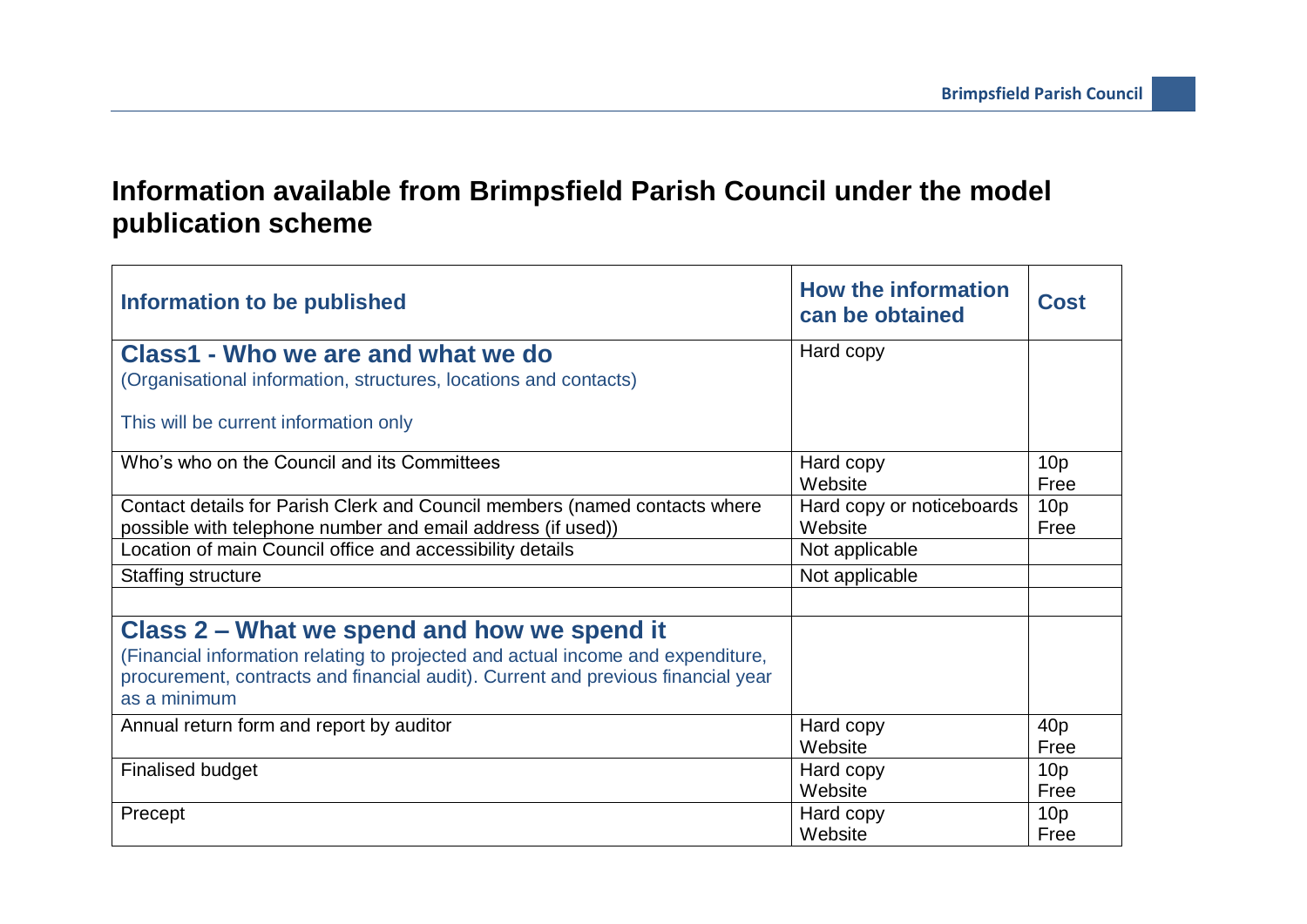# Information available from Brimpsfield Parish Council under the model publication scheme

| Information to be published | How the information can be obtained | Cost |
|---|---|---|
| **Class1 - Who we are and what we do**<br>(Organisational information, structures, locations and contacts)<br><br>This will be current information only | Hard copy | |
| Who's who on the Council and its Committees | Hard copy<br>Website | 10p<br>Free |
| Contact details for Parish Clerk and Council members (named contacts where possible with telephone number and email address (if used)) | Hard copy or noticeboards<br>Website | 10p<br>Free |
| Location of main Council office and accessibility details | Not applicable | |
| Staffing structure | Not applicable | |
| | | |
| **Class 2 – What we spend and how we spend it**<br>(Financial information relating to projected and actual income and expenditure, procurement, contracts and financial audit). Current and previous financial year as a minimum | | |
| Annual return form and report by auditor | Hard copy<br>Website | 40p<br>Free |
| Finalised budget | Hard copy<br>Website | 10p<br>Free |
| Precept | Hard copy<br>Website | 10p<br>Free |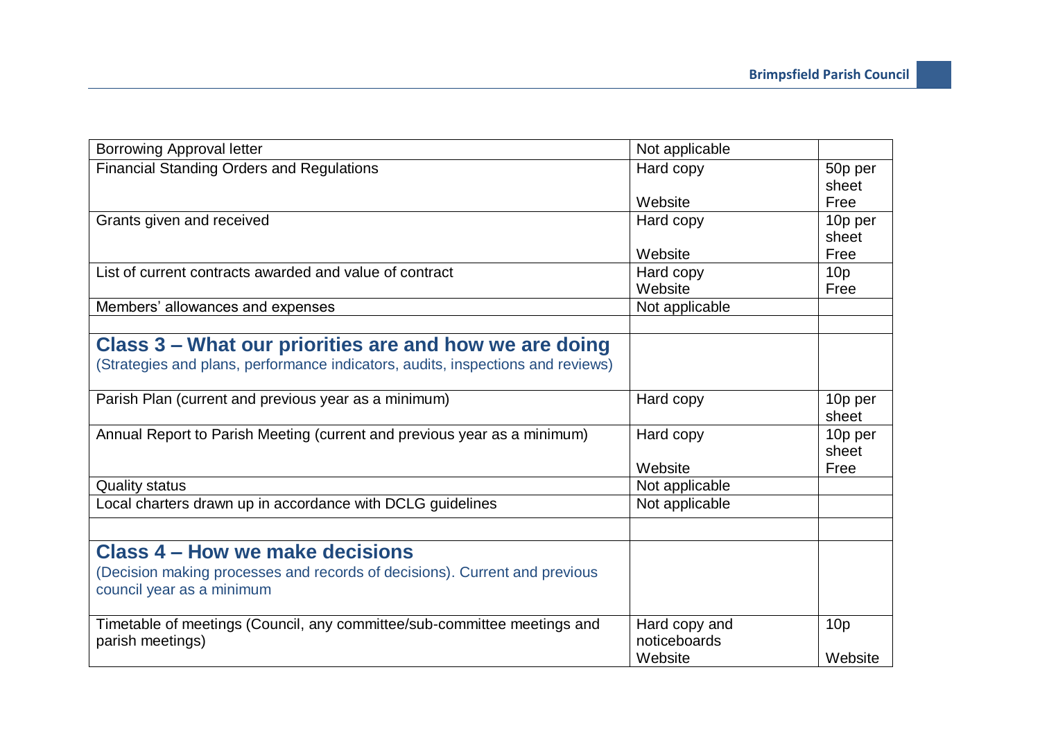| | | |
|---|---|---|
| Borrowing Approval letter | Not applicable | |
| Financial Standing Orders and Regulations | Hard copy<br><br>Website | 50p per sheet<br>Free |
| Grants given and received | Hard copy<br><br>Website | 10p per sheet<br>Free |
| List of current contracts awarded and value of contract | Hard copy<br>Website | 10p<br>Free |
| Members' allowances and expenses | Not applicable | |
| | | |
| **Class 3 – What our priorities are and how we are doing**<br>(Strategies and plans, performance indicators, audits, inspections and reviews) | | |
| Parish Plan (current and previous year as a minimum) | Hard copy | 10p per sheet |
| Annual Report to Parish Meeting (current and previous year as a minimum) | Hard copy<br><br>Website | 10p per sheet<br>Free |
| Quality status | Not applicable | |
| Local charters drawn up in accordance with DCLG guidelines | Not applicable | |
| | | |
| **Class 4 – How we make decisions**<br>(Decision making processes and records of decisions). Current and previous council year as a minimum | | |
| Timetable of meetings (Council, any committee/sub-committee meetings and parish meetings) | Hard copy and noticeboards<br>Website | 10p<br><br>Website |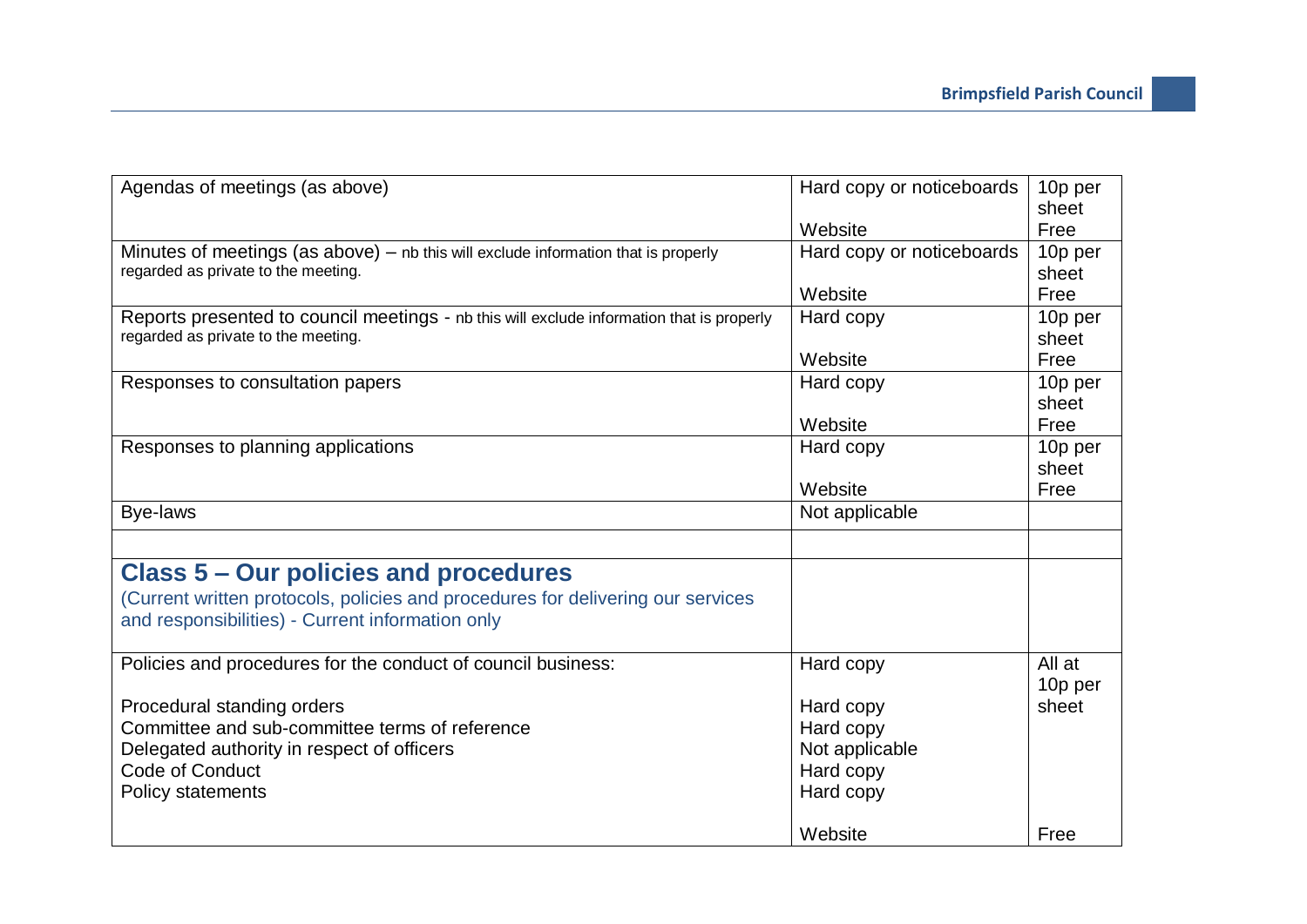| | | |
|---|---|---|
| Agendas of meetings (as above) | Hard copy or noticeboards<br><br>Website | 10p per sheet<br>Free |
| Minutes of meetings (as above) – nb this will exclude information that is properly regarded as private to the meeting. | Hard copy or noticeboards<br><br>Website | 10p per sheet<br>Free |
| Reports presented to council meetings - nb this will exclude information that is properly regarded as private to the meeting. | Hard copy<br><br>Website | 10p per sheet<br>Free |
| Responses to consultation papers | Hard copy<br><br>Website | 10p per sheet<br>Free |
| Responses to planning applications | Hard copy<br><br>Website | 10p per sheet<br>Free |
| Bye-laws | Not applicable | |
| | | |
| **Class 5 – Our policies and procedures**<br>(Current written protocols, policies and procedures for delivering our services and responsibilities) - Current information only | | |
| Policies and procedures for the conduct of council business:<br><br>Procedural standing orders<br>Committee and sub-committee terms of reference<br>Delegated authority in respect of officers<br>Code of Conduct<br>Policy statements | Hard copy<br><br>Hard copy<br>Hard copy<br>Not applicable<br>Hard copy<br>Hard copy<br><br>Website | All at 10p per sheet<br><br><br><br><br><br><br>Free |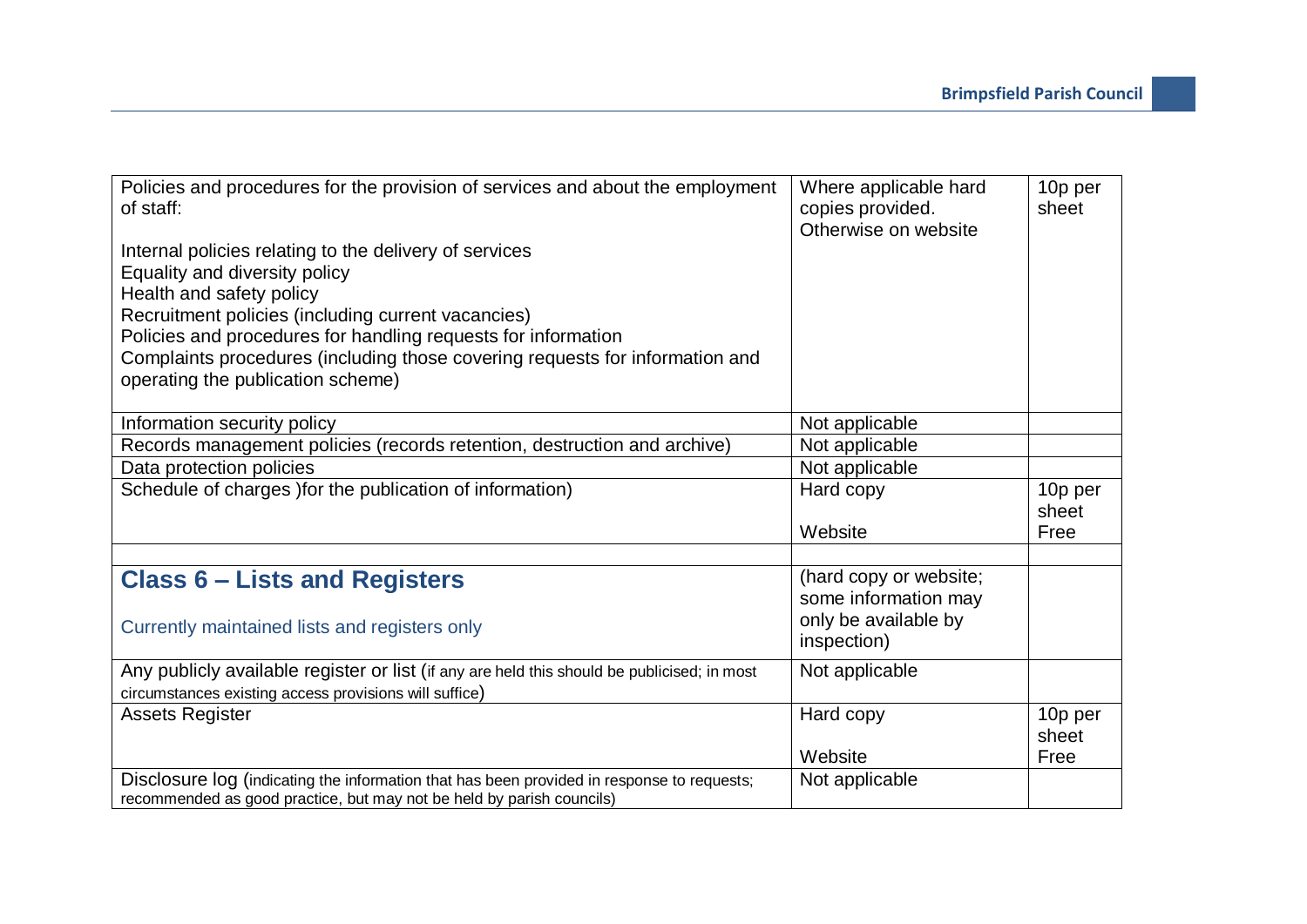| | | |
|---|---|---|
| Policies and procedures for the provision of services and about the employment of staff:<br><br>Internal policies relating to the delivery of services<br>Equality and diversity policy<br>Health and safety policy<br>Recruitment policies (including current vacancies)<br>Policies and procedures for handling requests for information<br>Complaints procedures (including those covering requests for information and operating the publication scheme) | Where applicable hard copies provided. Otherwise on website | 10p per sheet |
| Information security policy | Not applicable | |
| Records management policies (records retention, destruction and archive) | Not applicable | |
| Data protection policies | Not applicable | |
| Schedule of charges )for the publication of information) | Hard copy<br><br>Website | 10p per sheet<br>Free |
| | | |
| **Class 6 – Lists and Registers**<br><br>Currently maintained lists and registers only | (hard copy or website; some information may only be available by inspection) | |
| Any publicly available register or list (if any are held this should be publicised; in most circumstances existing access provisions will suffice) | Not applicable | |
| Assets Register | Hard copy<br><br>Website | 10p per sheet<br>Free |
| Disclosure log (indicating the information that has been provided in response to requests; recommended as good practice, but may not be held by parish councils) | Not applicable | |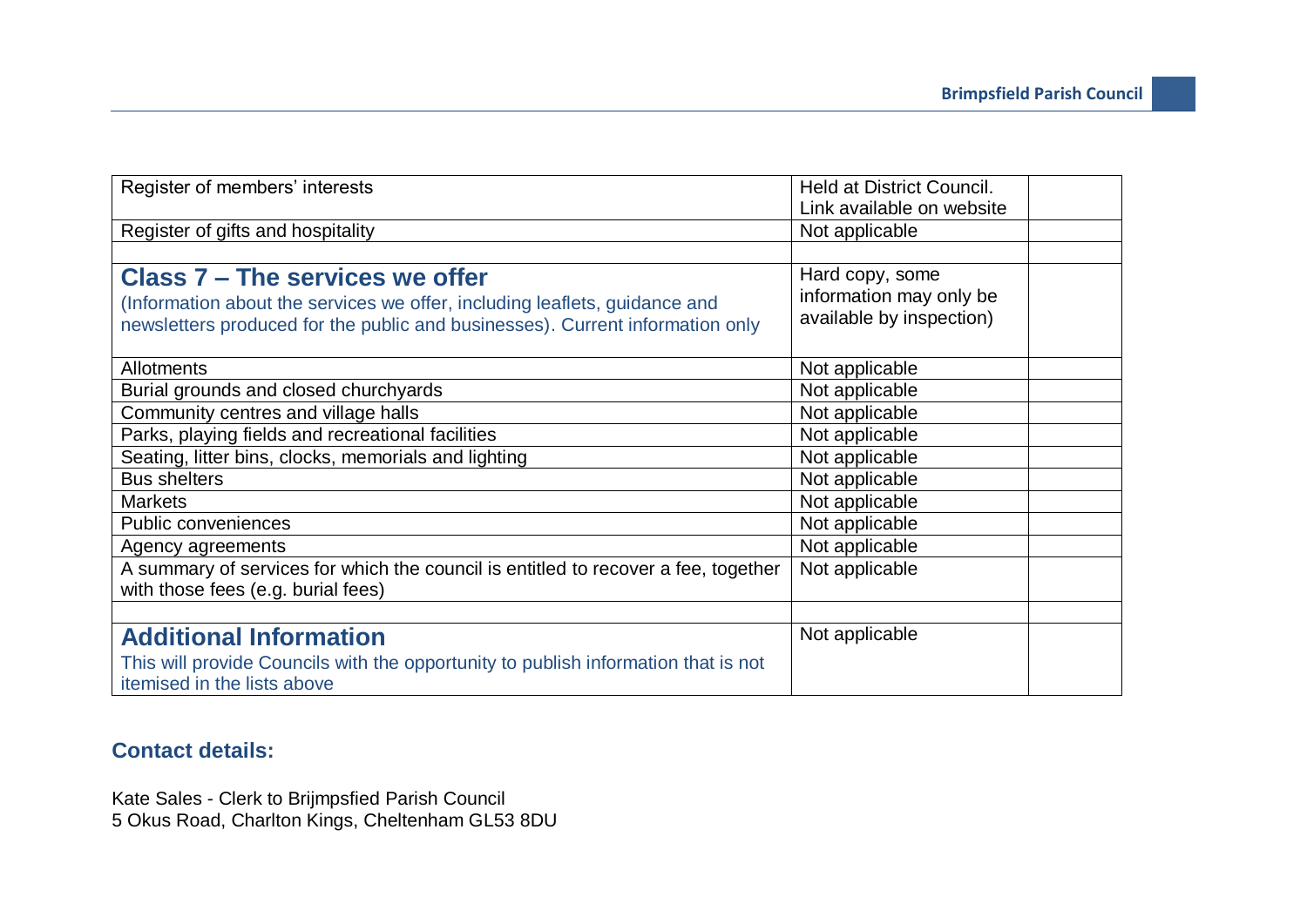| | | |
|---|---|---|
| Register of members' interests | Held at District Council. Link available on website | |
| Register of gifts and hospitality | Not applicable | |
| | | |
| **Class 7 – The services we offer**<br>(Information about the services we offer, including leaflets, guidance and newsletters produced for the public and businesses). Current information only | Hard copy, some information may only be available by inspection) | |
| Allotments | Not applicable | |
| Burial grounds and closed churchyards | Not applicable | |
| Community centres and village halls | Not applicable | |
| Parks, playing fields and recreational facilities | Not applicable | |
| Seating, litter bins, clocks, memorials and lighting | Not applicable | |
| Bus shelters | Not applicable | |
| Markets | Not applicable | |
| Public conveniences | Not applicable | |
| Agency agreements | Not applicable | |
| A summary of services for which the council is entitled to recover a fee, together with those fees (e.g. burial fees) | Not applicable | |
| | | |
| **Additional Information**<br>This will provide Councils with the opportunity to publish information that is not itemised in the lists above | Not applicable | |

## Contact details:

Kate Sales - Clerk to Brijmpsfied Parish Council
5 Okus Road, Charlton Kings, Cheltenham GL53 8DU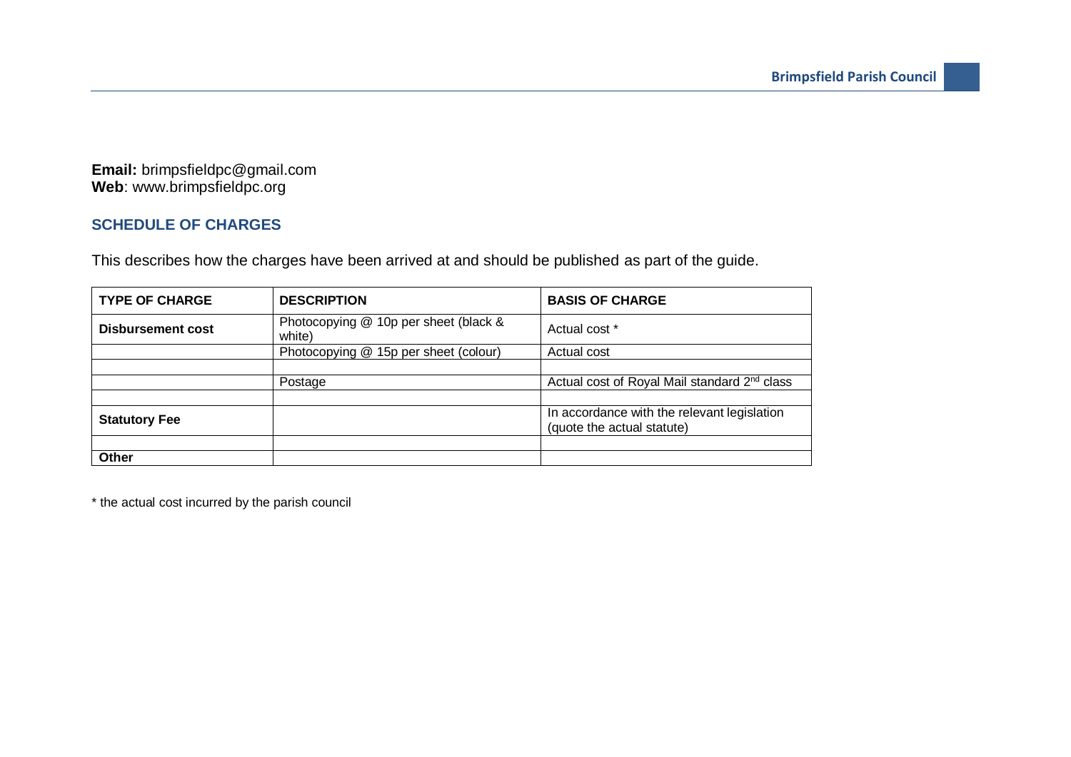**Email:** brimpsfieldpc@gmail.com
**Web**: www.brimpsfieldpc.org

## SCHEDULE OF CHARGES

This describes how the charges have been arrived at and should be published as part of the guide.

| TYPE OF CHARGE | DESCRIPTION | BASIS OF CHARGE |
|---|---|---|
| **Disbursement cost** | Photocopying @ 10p per sheet (black & white) | Actual cost * |
| | Photocopying @ 15p per sheet (colour) | Actual cost |
| | | |
| | Postage | Actual cost of Royal Mail standard 2nd class |
| | | |
| **Statutory Fee** | | In accordance with the relevant legislation (quote the actual statute) |
| | | |
| **Other** | | |

* the actual cost incurred by the parish council